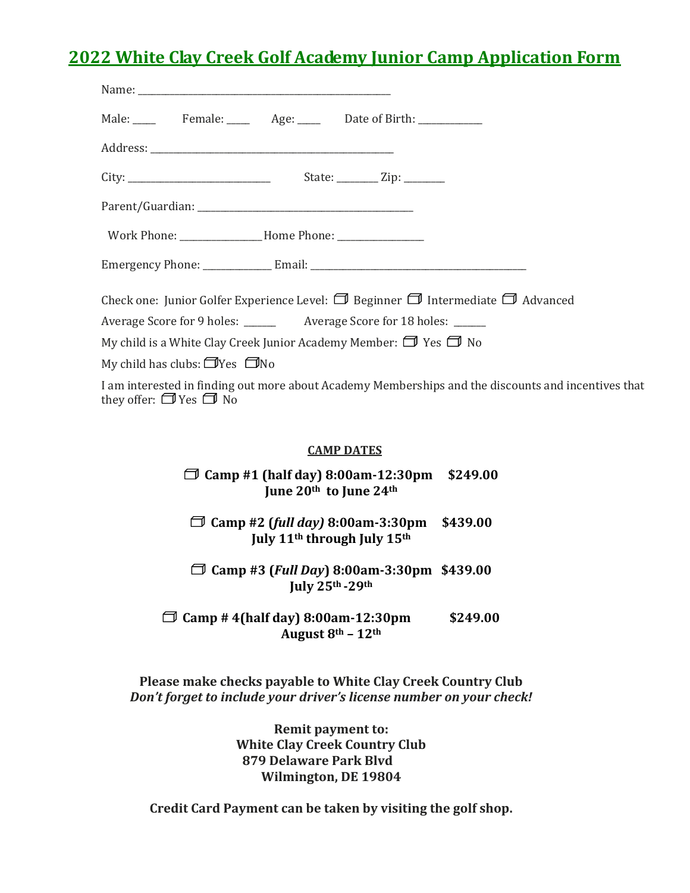# 2022 White Clay Creek Golf Academy Junior Camp Application Form

Name: ______________________________________________________

Male: _____ Female: _____ Age: _____ Date of Birth: ______________

Address: ____________________________________________________

City: ______________________________ State: ________ Zip: ________

Parent/Guardian: ____________________________________________

Work Phone: _________________ Home Phone: __________________

Emergency Phone: ______________ Email: ______________________________________________

Check one: Junior Golfer Experience Level: ☐ Beginner ☐ Intermediate ☐ Advanced

Average Score for 9 holes: ______ Average Score for 18 holes: ______

My child is a White Clay Creek Junior Academy Member: ☐ Yes ☐ No

My child has clubs: ☐Yes ☐No

I am interested in finding out more about Academy Memberships and the discounts and incentives that they offer: ☐ Yes ☐ No

**CAMP DATES**

☐ **Camp #1 (half day) 8:00am-12:30pm $249.00**
**June 20th to June 24th**

☐ **Camp #2 (*full day*) 8:00am-3:30pm $439.00**
**July 11th through July 15th**

☐ **Camp #3 (*Full Day*) 8:00am-3:30pm $439.00**
**July 25th -29th**

☐ **Camp # 4(half day) 8:00am-12:30pm $249.00**
**August 8th – 12th**

**Please make checks payable to White Clay Creek Country Club**
***Don't forget to include your driver's license number on your check!***

**Remit payment to:**
**White Clay Creek Country Club**
**879 Delaware Park Blvd**
**Wilmington, DE 19804**

**Credit Card Payment can be taken by visiting the golf shop.**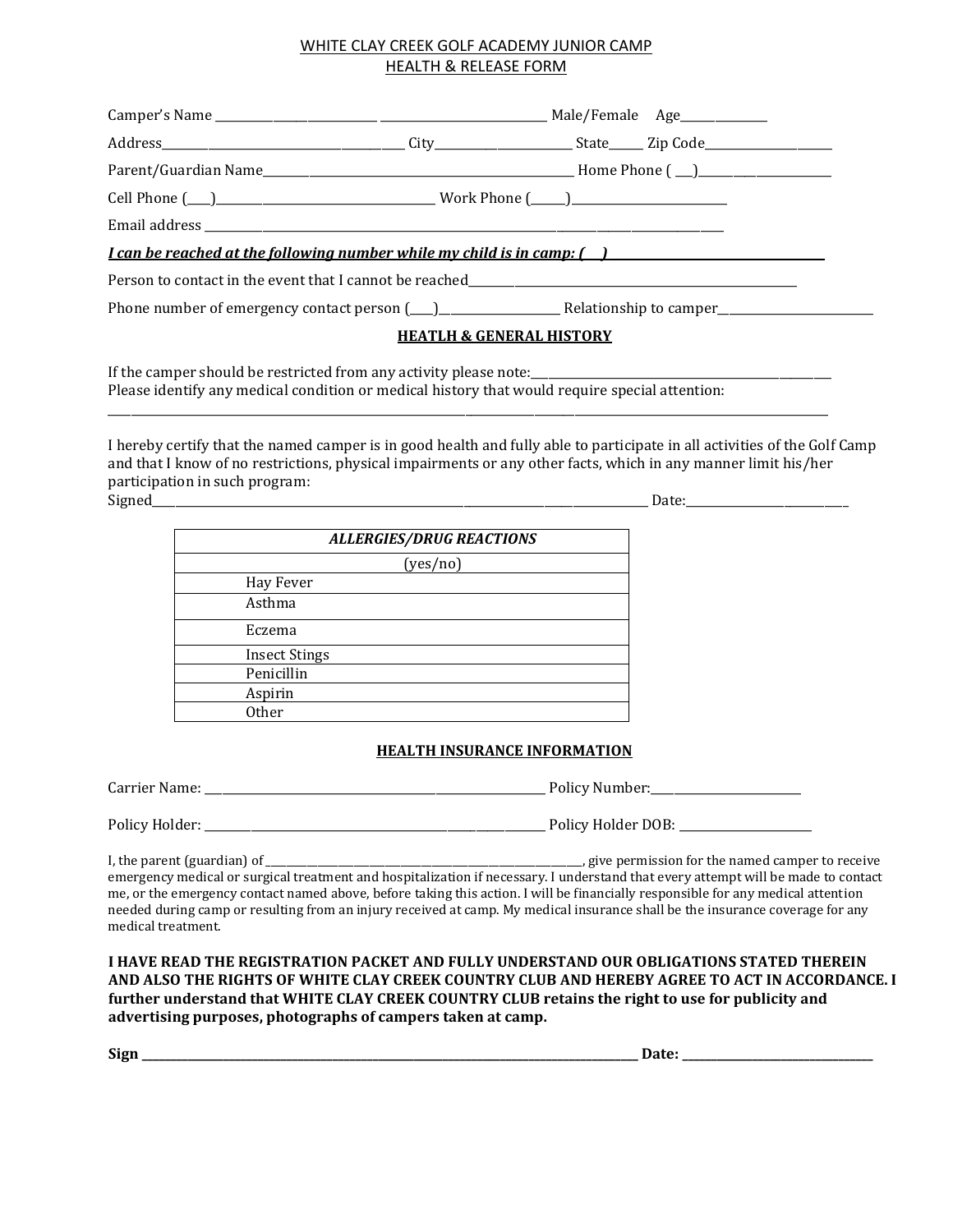WHITE CLAY CREEK GOLF ACADEMY JUNIOR CAMP
HEALTH & RELEASE FORM

Camper's Name \_\_\_\_\_\_\_\_\_\_\_\_\_\_\_\_\_\_\_\_\_\_\_\_\_\_\_ \_\_\_\_\_\_\_\_\_\_\_\_\_\_\_\_\_\_\_\_\_\_\_\_\_\_\_ Male/Female Age\_\_\_\_\_\_\_\_\_\_\_\_\_

Address\_\_\_\_\_\_\_\_\_\_\_\_\_\_\_\_\_\_\_\_\_\_\_\_\_\_\_\_\_\_\_\_\_\_\_\_\_\_\_ City\_\_\_\_\_\_\_\_\_\_\_\_\_\_\_\_\_\_\_\_\_\_ State\_\_\_\_\_ Zip Code\_\_\_\_\_\_\_\_\_\_\_\_\_\_\_\_\_\_\_\_

Parent/Guardian Name\_\_\_\_\_\_\_\_\_\_\_\_\_\_\_\_\_\_\_\_\_\_\_\_\_\_\_\_\_\_\_\_\_\_\_\_\_\_\_\_\_\_\_\_\_\_\_\_\_ Home Phone ( \_\_\_)\_\_\_\_\_\_\_\_\_\_\_\_\_\_\_\_\_\_\_\_\_\_

Cell Phone (\_\_\_\_)\_\_\_\_\_\_\_\_\_\_\_\_\_\_\_\_\_\_\_\_\_\_\_\_\_\_\_\_\_\_\_\_\_\_\_ Work Phone (\_\_\_\_\_\_)\_\_\_\_\_\_\_\_\_\_\_\_\_\_\_\_\_\_\_\_\_\_\_\_\_

Email address \_\_\_\_\_\_\_\_\_\_\_\_\_\_\_\_\_\_\_\_\_\_\_\_\_\_\_\_\_\_\_\_\_\_\_\_\_\_\_\_\_\_\_\_\_\_\_\_\_\_\_\_\_\_\_\_\_\_\_\_\_\_\_\_\_\_\_\_\_\_\_\_\_\_\_\_\_\_\_

***I can be reached at the following number while my child is in camp: (   )\_\_\_\_\_\_\_\_\_\_\_\_\_\_\_\_\_\_\_\_\_\_\_\_\_\_\_\_\_\_\_\_\_\_***

Person to contact in the event that I cannot be reached\_\_\_\_\_\_\_\_\_\_\_\_\_\_\_\_\_\_\_\_\_\_\_\_\_\_\_\_\_\_\_\_\_\_\_\_\_\_\_\_\_\_\_\_\_\_\_\_\_\_\_\_

Phone number of emergency contact person (\_\_\_\_)\_\_\_\_\_\_\_\_\_\_\_\_\_\_\_\_\_\_\_ Relationship to camper\_\_\_\_\_\_\_\_\_\_\_\_\_\_\_\_\_\_\_\_\_\_\_\_\_\_

## HEATLH & GENERAL HISTORY

If the camper should be restricted from any activity please note:\_\_\_\_\_\_\_\_\_\_\_\_\_\_\_\_\_\_\_\_\_\_\_\_\_\_\_\_\_\_\_\_\_\_\_\_\_\_\_\_\_\_\_\_\_\_\_\_
Please identify any medical condition or medical history that would require special attention:
\_\_\_\_\_\_\_\_\_\_\_\_\_\_\_\_\_\_\_\_\_\_\_\_\_\_\_\_\_\_\_\_\_\_\_\_\_\_\_\_\_\_\_\_\_\_\_\_\_\_\_\_\_\_\_\_\_\_\_\_\_\_\_\_\_\_\_\_\_\_\_\_\_\_\_\_\_\_\_\_\_\_\_\_\_\_\_\_\_\_\_\_\_\_\_\_\_\_\_\_\_\_\_\_\_\_\_\_\_\_\_\_\_

I hereby certify that the named camper is in good health and fully able to participate in all activities of the Golf Camp and that I know of no restrictions, physical impairments or any other facts, which in any manner limit his/her participation in such program:
Signed\_\_\_\_\_\_\_\_\_\_\_\_\_\_\_\_\_\_\_\_\_\_\_\_\_\_\_\_\_\_\_\_\_\_\_\_\_\_\_\_\_\_\_\_\_\_\_\_\_\_\_\_\_\_\_\_\_\_\_\_\_\_\_\_\_\_\_\_\_\_\_\_\_\_\_\_\_\_\_\_\_\_\_\_\_ Date:\_\_\_\_\_\_\_\_\_\_\_\_\_\_\_\_\_\_\_\_\_\_\_\_\_\_\_

| *ALLERGIES/DRUG REACTIONS* |
| --- |
| (yes/no) |
| Hay Fever |
| Asthma |
| Eczema |
| Insect Stings |
| Penicillin |
| Aspirin |
| Other |

## HEALTH INSURANCE INFORMATION

Carrier Name: \_\_\_\_\_\_\_\_\_\_\_\_\_\_\_\_\_\_\_\_\_\_\_\_\_\_\_\_\_\_\_\_\_\_\_\_\_\_\_\_\_\_\_\_\_\_\_\_\_\_\_\_\_\_\_\_\_ Policy Number:\_\_\_\_\_\_\_\_\_\_\_\_\_\_\_\_\_\_\_\_\_\_\_\_

Policy Holder: \_\_\_\_\_\_\_\_\_\_\_\_\_\_\_\_\_\_\_\_\_\_\_\_\_\_\_\_\_\_\_\_\_\_\_\_\_\_\_\_\_\_\_\_\_\_\_\_\_\_\_\_\_\_\_\_\_ Policy Holder DOB: \_\_\_\_\_\_\_\_\_\_\_\_\_\_\_\_\_\_\_\_\_\_

I, the parent (guardian) of \_\_\_\_\_\_\_\_\_\_\_\_\_\_\_\_\_\_\_\_\_\_\_\_\_\_\_\_\_\_\_\_\_\_\_\_\_\_\_\_\_\_\_\_\_\_\_\_\_\_\_\_\_\_\_\_\_\_\_\_\_\_\_\_, give permission for the named camper to receive emergency medical or surgical treatment and hospitalization if necessary. I understand that every attempt will be made to contact me, or the emergency contact named above, before taking this action. I will be financially responsible for any medical attention needed during camp or resulting from an injury received at camp. My medical insurance shall be the insurance coverage for any medical treatment.

**I HAVE READ THE REGISTRATION PACKET AND FULLY UNDERSTAND OUR OBLIGATIONS STATED THEREIN AND ALSO THE RIGHTS OF WHITE CLAY CREEK COUNTRY CLUB AND HEREBY AGREE TO ACT IN ACCORDANCE. I further understand that WHITE CLAY CREEK COUNTRY CLUB retains the right to use for publicity and advertising purposes, photographs of campers taken at camp.**

**Sign \_\_\_\_\_\_\_\_\_\_\_\_\_\_\_\_\_\_\_\_\_\_\_\_\_\_\_\_\_\_\_\_\_\_\_\_\_\_\_\_\_\_\_\_\_\_\_\_\_\_\_\_\_\_\_\_\_\_\_\_\_\_\_\_\_\_\_\_\_\_\_\_\_\_\_\_\_\_\_\_\_\_\_\_\_ Date: \_\_\_\_\_\_\_\_\_\_\_\_\_\_\_\_\_\_\_\_\_\_\_\_\_\_\_\_\_\_\_\_**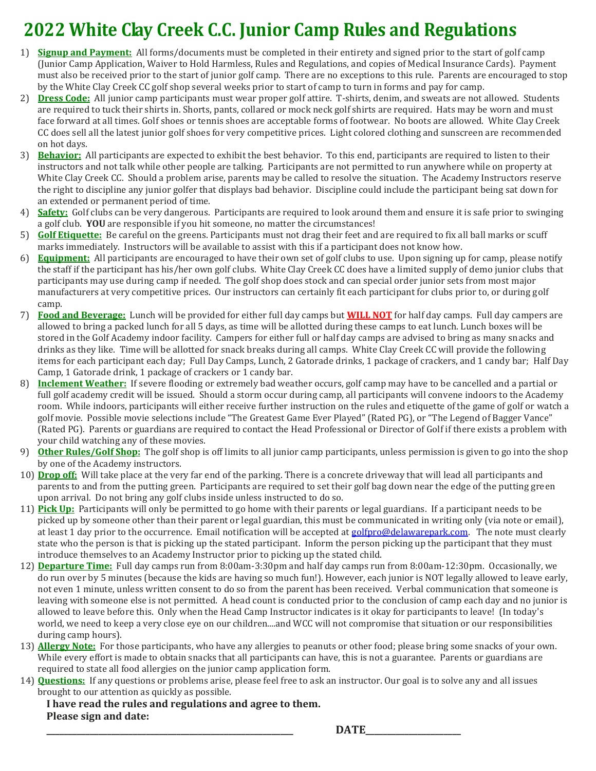# 2022 White Clay Creek C.C. Junior Camp Rules and Regulations

1) **Signup and Payment:** All forms/documents must be completed in their entirety and signed prior to the start of golf camp (Junior Camp Application, Waiver to Hold Harmless, Rules and Regulations, and copies of Medical Insurance Cards). Payment must also be received prior to the start of junior golf camp. There are no exceptions to this rule. Parents are encouraged to stop by the White Clay Creek CC golf shop several weeks prior to start of camp to turn in forms and pay for camp.
2) **Dress Code:** All junior camp participants must wear proper golf attire. T-shirts, denim, and sweats are not allowed. Students are required to tuck their shirts in. Shorts, pants, collared or mock neck golf shirts are required. Hats may be worn and must face forward at all times. Golf shoes or tennis shoes are acceptable forms of footwear. No boots are allowed. White Clay Creek CC does sell all the latest junior golf shoes for very competitive prices. Light colored clothing and sunscreen are recommended on hot days.
3) **Behavior:** All participants are expected to exhibit the best behavior. To this end, participants are required to listen to their instructors and not talk while other people are talking. Participants are not permitted to run anywhere while on property at White Clay Creek CC. Should a problem arise, parents may be called to resolve the situation. The Academy Instructors reserve the right to discipline any junior golfer that displays bad behavior. Discipline could include the participant being sat down for an extended or permanent period of time.
4) **Safety:** Golf clubs can be very dangerous. Participants are required to look around them and ensure it is safe prior to swinging a golf club. **YOU** are responsible if you hit someone, no matter the circumstances!
5) **Golf Etiquette:** Be careful on the greens. Participants must not drag their feet and are required to fix all ball marks or scuff marks immediately. Instructors will be available to assist with this if a participant does not know how.
6) **Equipment:** All participants are encouraged to have their own set of golf clubs to use. Upon signing up for camp, please notify the staff if the participant has his/her own golf clubs. White Clay Creek CC does have a limited supply of demo junior clubs that participants may use during camp if needed. The golf shop does stock and can special order junior sets from most major manufacturers at very competitive prices. Our instructors can certainly fit each participant for clubs prior to, or during golf camp.
7) **Food and Beverage:** Lunch will be provided for either full day camps but **WILL NOT** for half day camps. Full day campers are allowed to bring a packed lunch for all 5 days, as time will be allotted during these camps to eat lunch. Lunch boxes will be stored in the Golf Academy indoor facility. Campers for either full or half day camps are advised to bring as many snacks and drinks as they like. Time will be allotted for snack breaks during all camps. White Clay Creek CC will provide the following items for each participant each day; Full Day Camps, Lunch, 2 Gatorade drinks, 1 package of crackers, and 1 candy bar; Half Day Camp, 1 Gatorade drink, 1 package of crackers or 1 candy bar.
8) **Inclement Weather:** If severe flooding or extremely bad weather occurs, golf camp may have to be cancelled and a partial or full golf academy credit will be issued. Should a storm occur during camp, all participants will convene indoors to the Academy room. While indoors, participants will either receive further instruction on the rules and etiquette of the game of golf or watch a golf movie. Possible movie selections include "The Greatest Game Ever Played" (Rated PG), or "The Legend of Bagger Vance" (Rated PG). Parents or guardians are required to contact the Head Professional or Director of Golf if there exists a problem with your child watching any of these movies.
9) **Other Rules/Golf Shop:** The golf shop is off limits to all junior camp participants, unless permission is given to go into the shop by one of the Academy instructors.
10) **Drop off:** Will take place at the very far end of the parking. There is a concrete driveway that will lead all participants and parents to and from the putting green. Participants are required to set their golf bag down near the edge of the putting green upon arrival. Do not bring any golf clubs inside unless instructed to do so.
11) **Pick Up:** Participants will only be permitted to go home with their parents or legal guardians. If a participant needs to be picked up by someone other than their parent or legal guardian, this must be communicated in writing only (via note or email), at least 1 day prior to the occurrence. Email notification will be accepted at golfpro@delawarepark.com. The note must clearly state who the person is that is picking up the stated participant. Inform the person picking up the participant that they must introduce themselves to an Academy Instructor prior to picking up the stated child.
12) **Departure Time:** Full day camps run from 8:00am-3:30pm and half day camps run from 8:00am-12:30pm. Occasionally, we do run over by 5 minutes (because the kids are having so much fun!). However, each junior is NOT legally allowed to leave early, not even 1 minute, unless written consent to do so from the parent has been received. Verbal communication that someone is leaving with someone else is not permitted. A head count is conducted prior to the conclusion of camp each day and no junior is allowed to leave before this. Only when the Head Camp Instructor indicates is it okay for participants to leave! (In today's world, we need to keep a very close eye on our children....and WCC will not compromise that situation or our responsibilities during camp hours).
13) **Allergy Note:** For those participants, who have any allergies to peanuts or other food; please bring some snacks of your own. While every effort is made to obtain snacks that all participants can have, this is not a guarantee. Parents or guardians are required to state all food allergies on the junior camp application form.
14) **Questions:** If any questions or problems arise, please feel free to ask an instructor. Our goal is to solve any and all issues brought to our attention as quickly as possible.

**I have read the rules and regulations and agree to them.**
**Please sign and date:**

______________________________________________ **DATE**____________________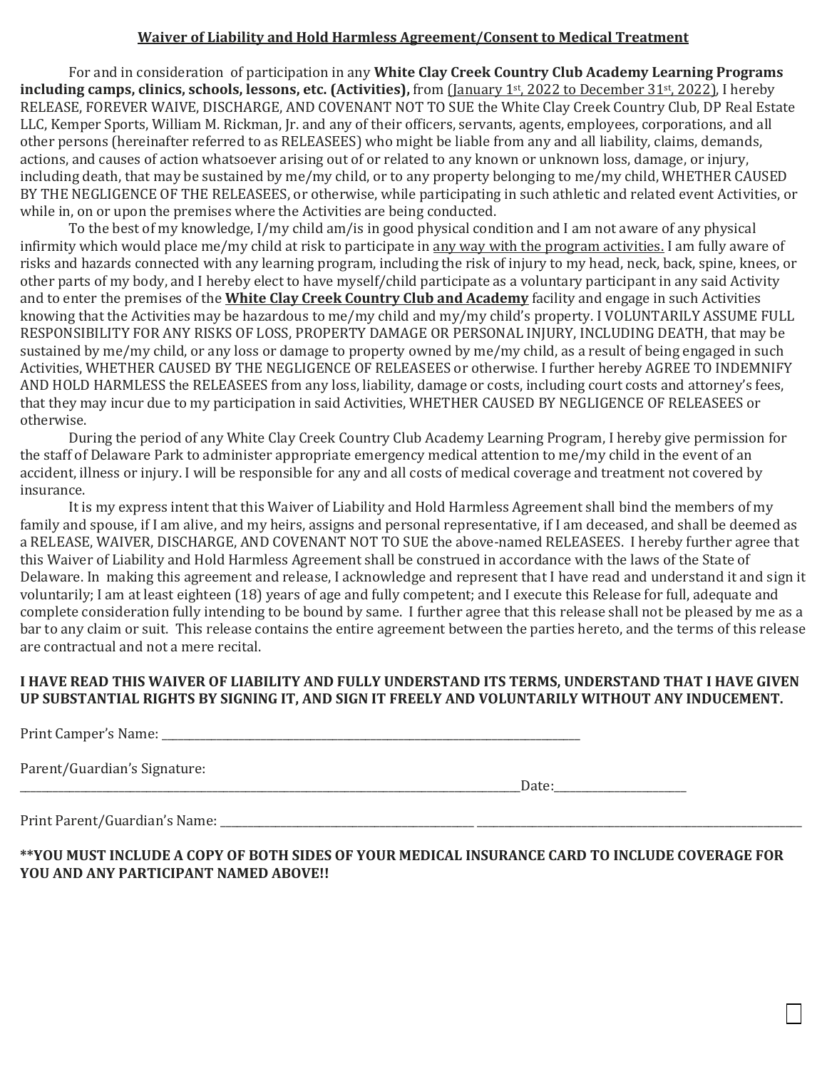**Waiver of Liability and Hold Harmless Agreement/Consent to Medical Treatment**

For and in consideration of participation in any **White Clay Creek Country Club Academy Learning Programs including camps, clinics, schools, lessons, etc. (Activities),** from (January 1st, 2022 to December 31st, 2022), I hereby RELEASE, FOREVER WAIVE, DISCHARGE, AND COVENANT NOT TO SUE the White Clay Creek Country Club, DP Real Estate LLC, Kemper Sports, William M. Rickman, Jr. and any of their officers, servants, agents, employees, corporations, and all other persons (hereinafter referred to as RELEASEES) who might be liable from any and all liability, claims, demands, actions, and causes of action whatsoever arising out of or related to any known or unknown loss, damage, or injury, including death, that may be sustained by me/my child, or to any property belonging to me/my child, WHETHER CAUSED BY THE NEGLIGENCE OF THE RELEASEES, or otherwise, while participating in such athletic and related event Activities, or while in, on or upon the premises where the Activities are being conducted.

To the best of my knowledge, I/my child am/is in good physical condition and I am not aware of any physical infirmity which would place me/my child at risk to participate in any way with the program activities. I am fully aware of risks and hazards connected with any learning program, including the risk of injury to my head, neck, back, spine, knees, or other parts of my body, and I hereby elect to have myself/child participate as a voluntary participant in any said Activity and to enter the premises of the **White Clay Creek Country Club and Academy** facility and engage in such Activities knowing that the Activities may be hazardous to me/my child and my/my child's property. I VOLUNTARILY ASSUME FULL RESPONSIBILITY FOR ANY RISKS OF LOSS, PROPERTY DAMAGE OR PERSONAL INJURY, INCLUDING DEATH, that may be sustained by me/my child, or any loss or damage to property owned by me/my child, as a result of being engaged in such Activities, WHETHER CAUSED BY THE NEGLIGENCE OF RELEASEES or otherwise. I further hereby AGREE TO INDEMNIFY AND HOLD HARMLESS the RELEASEES from any loss, liability, damage or costs, including court costs and attorney's fees, that they may incur due to my participation in said Activities, WHETHER CAUSED BY NEGLIGENCE OF RELEASEES or otherwise.

During the period of any White Clay Creek Country Club Academy Learning Program, I hereby give permission for the staff of Delaware Park to administer appropriate emergency medical attention to me/my child in the event of an accident, illness or injury. I will be responsible for any and all costs of medical coverage and treatment not covered by insurance.

It is my express intent that this Waiver of Liability and Hold Harmless Agreement shall bind the members of my family and spouse, if I am alive, and my heirs, assigns and personal representative, if I am deceased, and shall be deemed as a RELEASE, WAIVER, DISCHARGE, AND COVENANT NOT TO SUE the above-named RELEASEES. I hereby further agree that this Waiver of Liability and Hold Harmless Agreement shall be construed in accordance with the laws of the State of Delaware. In making this agreement and release, I acknowledge and represent that I have read and understand it and sign it voluntarily; I am at least eighteen (18) years of age and fully competent; and I execute this Release for full, adequate and complete consideration fully intending to be bound by same. I further agree that this release shall not be pleased by me as a bar to any claim or suit. This release contains the entire agreement between the parties hereto, and the terms of this release are contractual and not a mere recital.

**I HAVE READ THIS WAIVER OF LIABILITY AND FULLY UNDERSTAND ITS TERMS, UNDERSTAND THAT I HAVE GIVEN UP SUBSTANTIAL RIGHTS BY SIGNING IT, AND SIGN IT FREELY AND VOLUNTARILY WITHOUT ANY INDUCEMENT.**

Print Camper's Name: ______________________________________________

Parent/Guardian's Signature:
______________________________________________ Date:______________________

Print Parent/Guardian's Name: ______________________________ ______________________________

**\*\*YOU MUST INCLUDE A COPY OF BOTH SIDES OF YOUR MEDICAL INSURANCE CARD TO INCLUDE COVERAGE FOR YOU AND ANY PARTICIPANT NAMED ABOVE!!**

☐